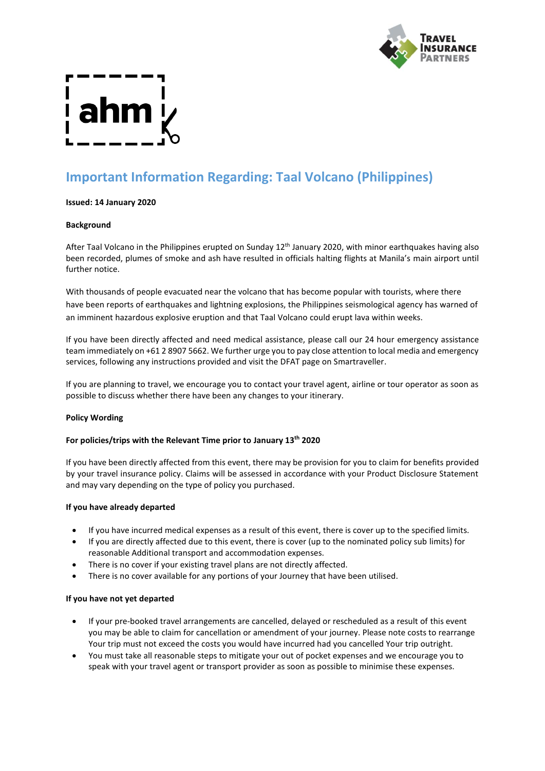# Important Information Regarding: Taal Volcano (Philippines)

**Issued: 14 January 2020**

**Background**

After Taal Volcano in the Philippines erupted on Sunday 12th January 2020, with minor earthquakes having also been recorded, plumes of smoke and ash have resulted in officials halting flights at Manila's main airport until further notice.

With thousands of people evacuated near the volcano that has become popular with tourists, where there have been reports of earthquakes and lightning explosions, the Philippines seismological agency has warned of an imminent hazardous explosive eruption and that Taal Volcano could erupt lava within weeks.

If you have been directly affected and need medical assistance, please call our 24 hour emergency assistance team immediately on +61 2 8907 5662. We further urge you to pay close attention to local media and emergency services, following any instructions provided and visit the DFAT page on Smartraveller.

If you are planning to travel, we encourage you to contact your travel agent, airline or tour operator as soon as possible to discuss whether there have been any changes to your itinerary.

**Policy Wording**

**For policies/trips with the Relevant Time prior to January 13th 2020**

If you have been directly affected from this event, there may be provision for you to claim for benefits provided by your travel insurance policy. Claims will be assessed in accordance with your Product Disclosure Statement and may vary depending on the type of policy you purchased.

**If you have already departed**

- If you have incurred medical expenses as a result of this event, there is cover up to the specified limits.
- If you are directly affected due to this event, there is cover (up to the nominated policy sub limits) for reasonable Additional transport and accommodation expenses.
- There is no cover if your existing travel plans are not directly affected.
- There is no cover available for any portions of your Journey that have been utilised.

**If you have not yet departed**

- If your pre-booked travel arrangements are cancelled, delayed or rescheduled as a result of this event you may be able to claim for cancellation or amendment of your journey. Please note costs to rearrange Your trip must not exceed the costs you would have incurred had you cancelled Your trip outright.
- You must take all reasonable steps to mitigate your out of pocket expenses and we encourage you to speak with your travel agent or transport provider as soon as possible to minimise these expenses.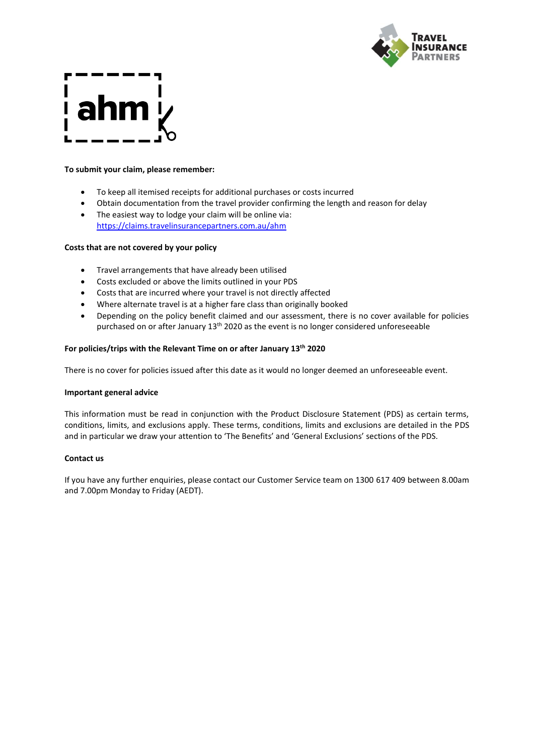**To submit your claim, please remember:**

- To keep all itemised receipts for additional purchases or costs incurred
- Obtain documentation from the travel provider confirming the length and reason for delay
- The easiest way to lodge your claim will be online via: https://claims.travelinsurancepartners.com.au/ahm

**Costs that are not covered by your policy**

- Travel arrangements that have already been utilised
- Costs excluded or above the limits outlined in your PDS
- Costs that are incurred where your travel is not directly affected
- Where alternate travel is at a higher fare class than originally booked
- Depending on the policy benefit claimed and our assessment, there is no cover available for policies purchased on or after January 13th 2020 as the event is no longer considered unforeseeable

**For policies/trips with the Relevant Time on or after January 13th 2020**

There is no cover for policies issued after this date as it would no longer deemed an unforeseeable event.

**Important general advice**

This information must be read in conjunction with the Product Disclosure Statement (PDS) as certain terms, conditions, limits, and exclusions apply. These terms, conditions, limits and exclusions are detailed in the PDS and in particular we draw your attention to 'The Benefits' and 'General Exclusions' sections of the PDS.

**Contact us**

If you have any further enquiries, please contact our Customer Service team on 1300 617 409 between 8.00am and 7.00pm Monday to Friday (AEDT).